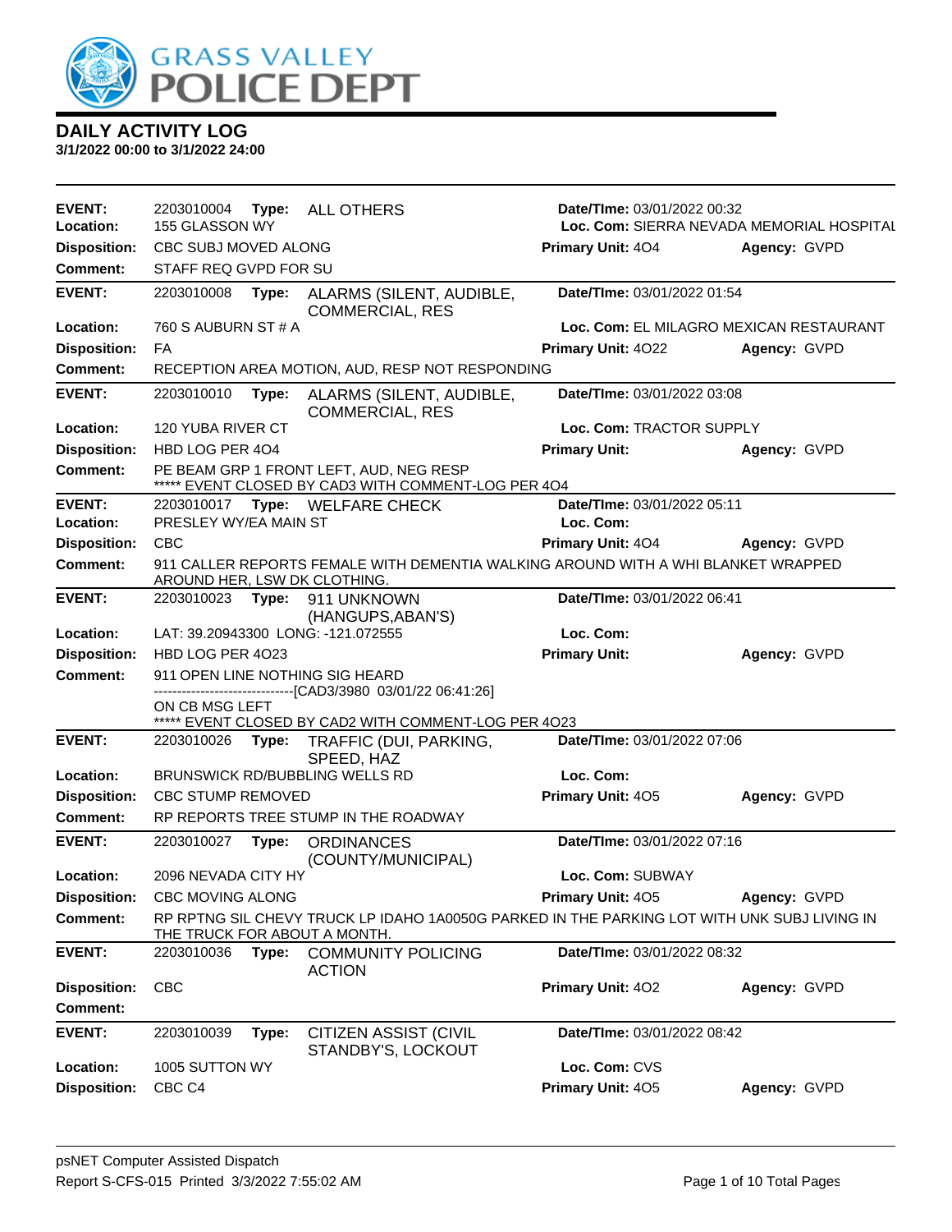GRASS VALLEY POLICE DEPT

## DAILY ACTIVITY LOG

**3/1/2022 00:00 to 3/1/2022 24:00**

| | | | | |
|---|---|---|---|---|
| **EVENT:** | 2203010004 **Type:** ALL OTHERS | **Date/TIme:** 03/01/2022 00:32 | | |
| **Location:** | 155 GLASSON WY | **Loc. Com:** SIERRA NEVADA MEMORIAL HOSPITAL | | |
| **Disposition:** | CBC SUBJ MOVED ALONG | **Primary Unit:** 4O4 | **Agency:** GVPD | |
| **Comment:** | STAFF REQ GVPD FOR SU | | | |

| | | | | |
|---|---|---|---|---|
| **EVENT:** | 2203010008 **Type:** ALARMS (SILENT, AUDIBLE, COMMERCIAL, RES | **Date/TIme:** 03/01/2022 01:54 | | |
| **Location:** | 760 S AUBURN ST # A | **Loc. Com:** EL MILAGRO MEXICAN RESTAURANT | | |
| **Disposition:** | FA | **Primary Unit:** 4O22 | **Agency:** GVPD | |
| **Comment:** | RECEPTION AREA MOTION, AUD, RESP NOT RESPONDING | | | |

| | | | | |
|---|---|---|---|---|
| **EVENT:** | 2203010010 **Type:** ALARMS (SILENT, AUDIBLE, COMMERCIAL, RES | **Date/TIme:** 03/01/2022 03:08 | | |
| **Location:** | 120 YUBA RIVER CT | **Loc. Com:** TRACTOR SUPPLY | | |
| **Disposition:** | HBD LOG PER 4O4 | **Primary Unit:** | **Agency:** GVPD | |
| **Comment:** | PE BEAM GRP 1 FRONT LEFT, AUD, NEG RESP<br>***** EVENT CLOSED BY CAD3 WITH COMMENT-LOG PER 4O4 | | | |

| | | | | |
|---|---|---|---|---|
| **EVENT:** | 2203010017 **Type:** WELFARE CHECK | **Date/TIme:** 03/01/2022 05:11 | | |
| **Location:** | PRESLEY WY/EA MAIN ST | **Loc. Com:** | | |
| **Disposition:** | CBC | **Primary Unit:** 4O4 | **Agency:** GVPD | |
| **Comment:** | 911 CALLER REPORTS FEMALE WITH DEMENTIA WALKING AROUND WITH A WHI BLANKET WRAPPED AROUND HER, LSW DK CLOTHING. | | | |

| | | | | |
|---|---|---|---|---|
| **EVENT:** | 2203010023 **Type:** 911 UNKNOWN (HANGUPS,ABAN'S) | **Date/TIme:** 03/01/2022 06:41 | | |
| **Location:** | LAT: 39.20943300 LONG: -121.072555 | **Loc. Com:** | | |
| **Disposition:** | HBD LOG PER 4O23 | **Primary Unit:** | **Agency:** GVPD | |
| **Comment:** | 911 OPEN LINE NOTHING SIG HEARD<br>------------------------------[CAD3/3980 03/01/22 06:41:26]<br>ON CB MSG LEFT<br>***** EVENT CLOSED BY CAD2 WITH COMMENT-LOG PER 4O23 | | | |

| | | | | |
|---|---|---|---|---|
| **EVENT:** | 2203010026 **Type:** TRAFFIC (DUI, PARKING, SPEED, HAZ | **Date/TIme:** 03/01/2022 07:06 | | |
| **Location:** | BRUNSWICK RD/BUBBLING WELLS RD | **Loc. Com:** | | |
| **Disposition:** | CBC STUMP REMOVED | **Primary Unit:** 4O5 | **Agency:** GVPD | |
| **Comment:** | RP REPORTS TREE STUMP IN THE ROADWAY | | | |

| | | | | |
|---|---|---|---|---|
| **EVENT:** | 2203010027 **Type:** ORDINANCES (COUNTY/MUNICIPAL) | **Date/TIme:** 03/01/2022 07:16 | | |
| **Location:** | 2096 NEVADA CITY HY | **Loc. Com:** SUBWAY | | |
| **Disposition:** | CBC MOVING ALONG | **Primary Unit:** 4O5 | **Agency:** GVPD | |
| **Comment:** | RP RPTNG SIL CHEVY TRUCK LP IDAHO 1A0050G PARKED IN THE PARKING LOT WITH UNK SUBJ LIVING IN THE TRUCK FOR ABOUT A MONTH. | | | |

| | | | | |
|---|---|---|---|---|
| **EVENT:** | 2203010036 **Type:** COMMUNITY POLICING ACTION | **Date/TIme:** 03/01/2022 08:32 | | |
| **Disposition:** | CBC | **Primary Unit:** 4O2 | **Agency:** GVPD | |
| **Comment:** | | | | |

| | | | | |
|---|---|---|---|---|
| **EVENT:** | 2203010039 **Type:** CITIZEN ASSIST (CIVIL STANDBY'S, LOCKOUT | **Date/TIme:** 03/01/2022 08:42 | | |
| **Location:** | 1005 SUTTON WY | **Loc. Com:** CVS | | |
| **Disposition:** | CBC C4 | **Primary Unit:** 4O5 | **Agency:** GVPD | |

psNET Computer Assisted Dispatch
Report S-CFS-015 Printed 3/3/2022 7:55:02 AM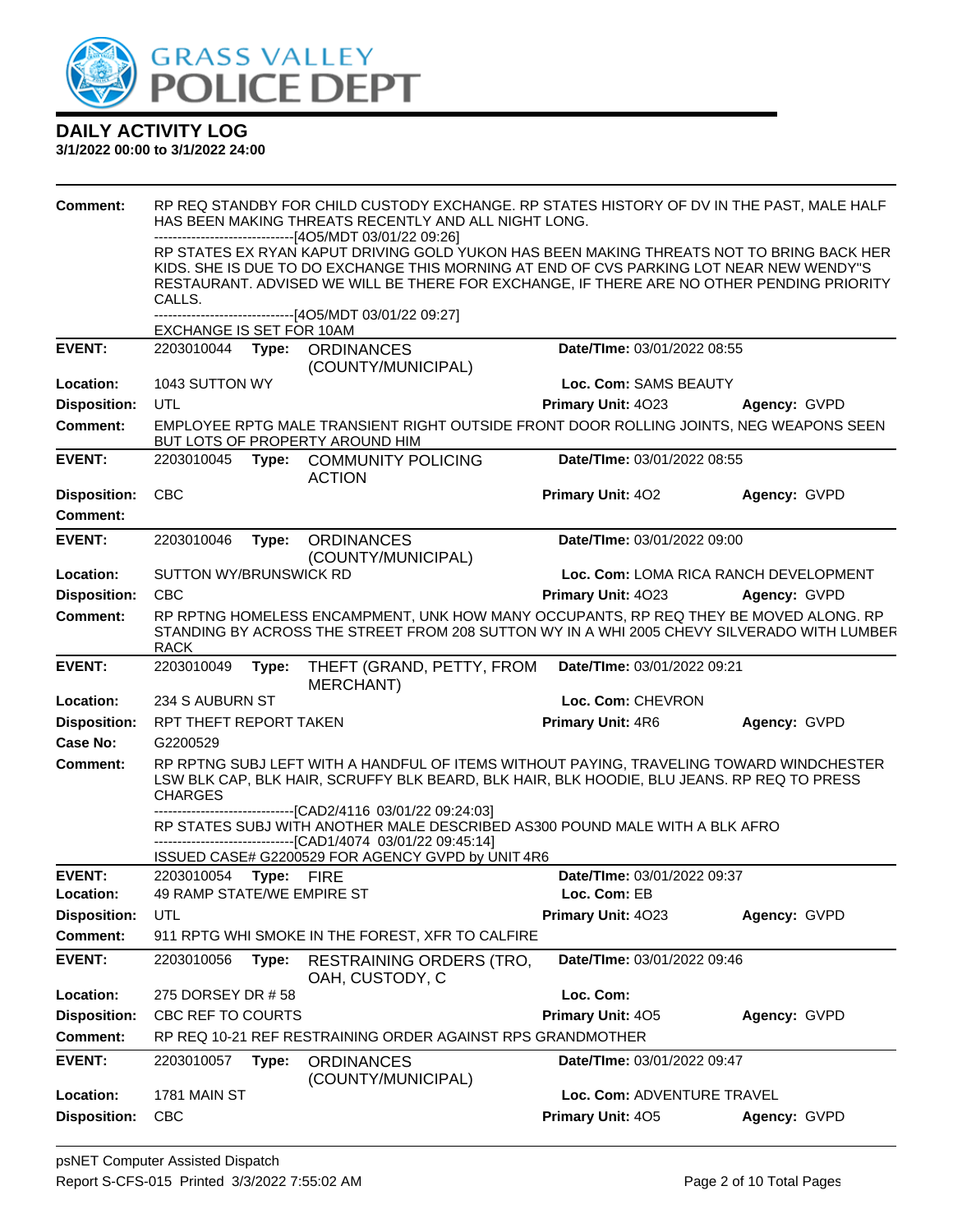# GRASS VALLEY POLICE DEPT

## DAILY ACTIVITY LOG

**3/1/2022 00:00 to 3/1/2022 24:00**

**Comment:** RP REQ STANDBY FOR CHILD CUSTODY EXCHANGE. RP STATES HISTORY OF DV IN THE PAST, MALE HALF HAS BEEN MAKING THREATS RECENTLY AND ALL NIGHT LONG.
------------------------------[4O5/MDT 03/01/22 09:26]
RP STATES EX RYAN KAPUT DRIVING GOLD YUKON HAS BEEN MAKING THREATS NOT TO BRING BACK HER KIDS. SHE IS DUE TO DO EXCHANGE THIS MORNING AT END OF CVS PARKING LOT NEAR NEW WENDY"S RESTAURANT. ADVISED WE WILL BE THERE FOR EXCHANGE, IF THERE ARE NO OTHER PENDING PRIORITY CALLS.
------------------------------[4O5/MDT 03/01/22 09:27]
EXCHANGE IS SET FOR 10AM

---

**EVENT:** 2203010044 **Type:** ORDINANCES (COUNTY/MUNICIPAL) **Date/TIme:** 03/01/2022 08:55
**Location:** 1043 SUTTON WY **Loc. Com:** SAMS BEAUTY
**Disposition:** UTL **Primary Unit:** 4O23 **Agency:** GVPD
**Comment:** EMPLOYEE RPTG MALE TRANSIENT RIGHT OUTSIDE FRONT DOOR ROLLING JOINTS, NEG WEAPONS SEEN BUT LOTS OF PROPERTY AROUND HIM

---

**EVENT:** 2203010045 **Type:** COMMUNITY POLICING ACTION **Date/TIme:** 03/01/2022 08:55
**Disposition:** CBC **Primary Unit:** 4O2 **Agency:** GVPD
**Comment:**

---

**EVENT:** 2203010046 **Type:** ORDINANCES (COUNTY/MUNICIPAL) **Date/TIme:** 03/01/2022 09:00
**Location:** SUTTON WY/BRUNSWICK RD **Loc. Com:** LOMA RICA RANCH DEVELOPMENT
**Disposition:** CBC **Primary Unit:** 4O23 **Agency:** GVPD
**Comment:** RP RPTNG HOMELESS ENCAMPMENT, UNK HOW MANY OCCUPANTS, RP REQ THEY BE MOVED ALONG. RP STANDING BY ACROSS THE STREET FROM 208 SUTTON WY IN A WHI 2005 CHEVY SILVERADO WITH LUMBER RACK

---

**EVENT:** 2203010049 **Type:** THEFT (GRAND, PETTY, FROM MERCHANT) **Date/TIme:** 03/01/2022 09:21
**Location:** 234 S AUBURN ST **Loc. Com:** CHEVRON
**Disposition:** RPT THEFT REPORT TAKEN **Primary Unit:** 4R6 **Agency:** GVPD
**Case No:** G2200529
**Comment:** RP RPTNG SUBJ LEFT WITH A HANDFUL OF ITEMS WITHOUT PAYING, TRAVELING TOWARD WINDCHESTER LSW BLK CAP, BLK HAIR, SCRUFFY BLK BEARD, BLK HAIR, BLK HOODIE, BLU JEANS. RP REQ TO PRESS CHARGES
------------------------------[CAD2/4116 03/01/22 09:24:03]
RP STATES SUBJ WITH ANOTHER MALE DESCRIBED AS300 POUND MALE WITH A BLK AFRO
------------------------------[CAD1/4074 03/01/22 09:45:14]
ISSUED CASE# G2200529 FOR AGENCY GVPD by UNIT 4R6

---

**EVENT:** 2203010054 **Type:** FIRE **Date/TIme:** 03/01/2022 09:37
**Location:** 49 RAMP STATE/WE EMPIRE ST **Loc. Com:** EB
**Disposition:** UTL **Primary Unit:** 4O23 **Agency:** GVPD
**Comment:** 911 RPTG WHI SMOKE IN THE FOREST, XFR TO CALFIRE

---

**EVENT:** 2203010056 **Type:** RESTRAINING ORDERS (TRO, OAH, CUSTODY, C **Date/TIme:** 03/01/2022 09:46
**Location:** 275 DORSEY DR # 58 **Loc. Com:**
**Disposition:** CBC REF TO COURTS **Primary Unit:** 4O5 **Agency:** GVPD
**Comment:** RP REQ 10-21 REF RESTRAINING ORDER AGAINST RPS GRANDMOTHER

---

**EVENT:** 2203010057 **Type:** ORDINANCES (COUNTY/MUNICIPAL) **Date/TIme:** 03/01/2022 09:47
**Location:** 1781 MAIN ST **Loc. Com:** ADVENTURE TRAVEL
**Disposition:** CBC **Primary Unit:** 4O5 **Agency:** GVPD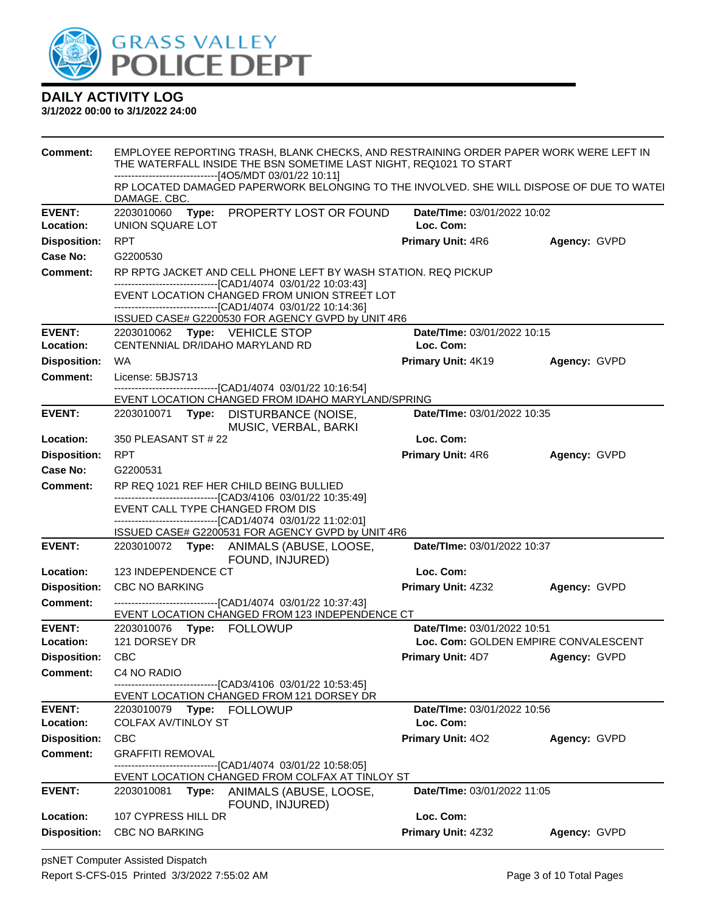# DAILY ACTIVITY LOG

**3/1/2022 00:00 to 3/1/2022 24:00**

**Comment:** EMPLOYEE REPORTING TRASH, BLANK CHECKS, AND RESTRAINING ORDER PAPER WORK WERE LEFT IN THE WATERFALL INSIDE THE BSN SOMETIME LAST NIGHT, REQ1021 TO START
------------------------------[4O5/MDT 03/01/22 10:11]
RP LOCATED DAMAGED PAPERWORK BELONGING TO THE INVOLVED. SHE WILL DISPOSE OF DUE TO WATEI DAMAGE. CBC.

---

**EVENT:** 2203010060 **Type:** PROPERTY LOST OR FOUND **Date/TIme:** 03/01/2022 10:02
**Location:** UNION SQUARE LOT **Loc. Com:**
**Disposition:** RPT **Primary Unit:** 4R6 **Agency:** GVPD
**Case No:** G2200530
**Comment:** RP RPTG JACKET AND CELL PHONE LEFT BY WASH STATION. REQ PICKUP
------------------------------[CAD1/4074 03/01/22 10:03:43]
EVENT LOCATION CHANGED FROM UNION STREET LOT
------------------------------[CAD1/4074 03/01/22 10:14:36]
ISSUED CASE# G2200530 FOR AGENCY GVPD by UNIT 4R6

---

**EVENT:** 2203010062 **Type:** VEHICLE STOP **Date/TIme:** 03/01/2022 10:15
**Location:** CENTENNIAL DR/IDAHO MARYLAND RD **Loc. Com:**
**Disposition:** WA **Primary Unit:** 4K19 **Agency:** GVPD
**Comment:** License: 5BJS713
------------------------------[CAD1/4074 03/01/22 10:16:54]
EVENT LOCATION CHANGED FROM IDAHO MARYLAND/SPRING

---

**EVENT:** 2203010071 **Type:** DISTURBANCE (NOISE, MUSIC, VERBAL, BARKI **Date/TIme:** 03/01/2022 10:35
**Location:** 350 PLEASANT ST # 22 **Loc. Com:**
**Disposition:** RPT **Primary Unit:** 4R6 **Agency:** GVPD
**Case No:** G2200531
**Comment:** RP REQ 1021 REF HER CHILD BEING BULLIED
------------------------------[CAD3/4106 03/01/22 10:35:49]
EVENT CALL TYPE CHANGED FROM DIS
------------------------------[CAD1/4074 03/01/22 11:02:01]
ISSUED CASE# G2200531 FOR AGENCY GVPD by UNIT 4R6

---

**EVENT:** 2203010072 **Type:** ANIMALS (ABUSE, LOOSE, FOUND, INJURED) **Date/TIme:** 03/01/2022 10:37
**Location:** 123 INDEPENDENCE CT **Loc. Com:**
**Disposition:** CBC NO BARKING **Primary Unit:** 4Z32 **Agency:** GVPD
**Comment:** ------------------------------[CAD1/4074 03/01/22 10:37:43]
EVENT LOCATION CHANGED FROM 123 INDEPENDENCE CT

---

**EVENT:** 2203010076 **Type:** FOLLOWUP **Date/TIme:** 03/01/2022 10:51
**Location:** 121 DORSEY DR **Loc. Com:** GOLDEN EMPIRE CONVALESCENT
**Disposition:** CBC **Primary Unit:** 4D7 **Agency:** GVPD
**Comment:** C4 NO RADIO
------------------------------[CAD3/4106 03/01/22 10:53:45]
EVENT LOCATION CHANGED FROM 121 DORSEY DR

---

**EVENT:** 2203010079 **Type:** FOLLOWUP **Date/TIme:** 03/01/2022 10:56
**Location:** COLFAX AV/TINLOY ST **Loc. Com:**
**Disposition:** CBC **Primary Unit:** 4O2 **Agency:** GVPD
**Comment:** GRAFFITI REMOVAL
------------------------------[CAD1/4074 03/01/22 10:58:05]
EVENT LOCATION CHANGED FROM COLFAX AT TINLOY ST

---

**EVENT:** 2203010081 **Type:** ANIMALS (ABUSE, LOOSE, FOUND, INJURED) **Date/TIme:** 03/01/2022 11:05
**Location:** 107 CYPRESS HILL DR **Loc. Com:**
**Disposition:** CBC NO BARKING **Primary Unit:** 4Z32 **Agency:** GVPD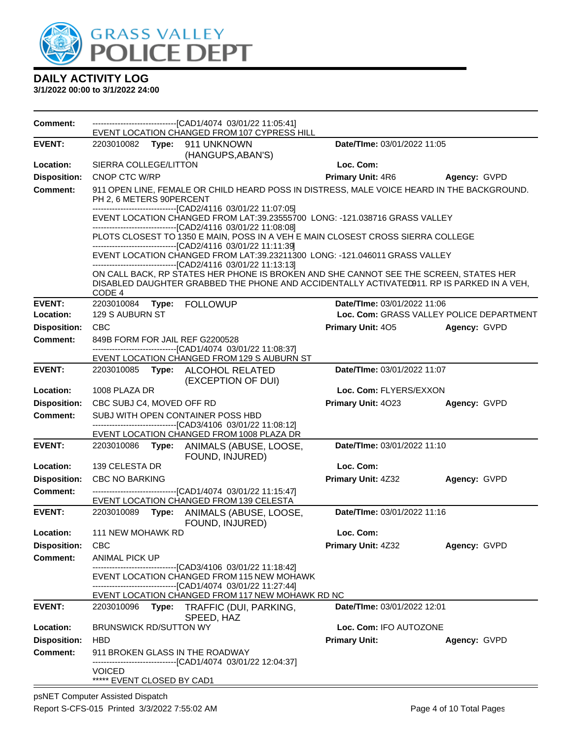# GRASS VALLEY POLICE DEPT

## DAILY ACTIVITY LOG

**3/1/2022 00:00 to 3/1/2022 24:00**

**Comment:** ------------------------------[CAD1/4074 03/01/22 11:05:41]
EVENT LOCATION CHANGED FROM 107 CYPRESS HILL

---

**EVENT:** 2203010082 **Type:** 911 UNKNOWN (HANGUPS,ABAN'S) **Date/TIme:** 03/01/2022 11:05
**Location:** SIERRA COLLEGE/LITTON **Loc. Com:**
**Disposition:** CNOP CTC W/RP **Primary Unit:** 4R6 **Agency:** GVPD
**Comment:** 911 OPEN LINE, FEMALE OR CHILD HEARD POSS IN DISTRESS, MALE VOICE HEARD IN THE BACKGROUND. PH 2, 6 METERS 90PERCENT
------------------------------[CAD2/4116 03/01/22 11:07:05]
EVENT LOCATION CHANGED FROM LAT:39.23555700 LONG: -121.038716 GRASS VALLEY
------------------------------[CAD2/4116 03/01/22 11:08:08]
PLOTS CLOSEST TO 1350 E MAIN, POSS IN A VEH E MAIN CLOSEST CROSS SIERRA COLLEGE
------------------------------[CAD2/4116 03/01/22 11:11:39]
EVENT LOCATION CHANGED FROM LAT:39.23211300 LONG: -121.046011 GRASS VALLEY
------------------------------[CAD2/4116 03/01/22 11:13:13]
ON CALL BACK, RP STATES HER PHONE IS BROKEN AND SHE CANNOT SEE THE SCREEN, STATES HER DISABLED DAUGHTER GRABBED THE PHONE AND ACCIDENTALLY ACTIVATED911. RP IS PARKED IN A VEH, CODE 4

---

**EVENT:** 2203010084 **Type:** FOLLOWUP **Date/TIme:** 03/01/2022 11:06
**Location:** 129 S AUBURN ST **Loc. Com:** GRASS VALLEY POLICE DEPARTMENT
**Disposition:** CBC **Primary Unit:** 4O5 **Agency:** GVPD
**Comment:** 849B FORM FOR JAIL REF G2200528
------------------------------[CAD1/4074 03/01/22 11:08:37]
EVENT LOCATION CHANGED FROM 129 S AUBURN ST

---

**EVENT:** 2203010085 **Type:** ALCOHOL RELATED (EXCEPTION OF DUI) **Date/TIme:** 03/01/2022 11:07
**Location:** 1008 PLAZA DR **Loc. Com:** FLYERS/EXXON
**Disposition:** CBC SUBJ C4, MOVED OFF RD **Primary Unit:** 4O23 **Agency:** GVPD
**Comment:** SUBJ WITH OPEN CONTAINER POSS HBD
------------------------------[CAD3/4106 03/01/22 11:08:12]
EVENT LOCATION CHANGED FROM 1008 PLAZA DR

---

**EVENT:** 2203010086 **Type:** ANIMALS (ABUSE, LOOSE, FOUND, INJURED) **Date/TIme:** 03/01/2022 11:10
**Location:** 139 CELESTA DR **Loc. Com:**
**Disposition:** CBC NO BARKING **Primary Unit:** 4Z32 **Agency:** GVPD
**Comment:** ------------------------------[CAD1/4074 03/01/22 11:15:47]
EVENT LOCATION CHANGED FROM 139 CELESTA

---

**EVENT:** 2203010089 **Type:** ANIMALS (ABUSE, LOOSE, FOUND, INJURED) **Date/TIme:** 03/01/2022 11:16
**Location:** 111 NEW MOHAWK RD **Loc. Com:**
**Disposition:** CBC **Primary Unit:** 4Z32 **Agency:** GVPD
**Comment:** ANIMAL PICK UP
------------------------------[CAD3/4106 03/01/22 11:18:42]
EVENT LOCATION CHANGED FROM 115 NEW MOHAWK
------------------------------[CAD1/4074 03/01/22 11:27:44]
EVENT LOCATION CHANGED FROM 117 NEW MOHAWK RD NC

---

**EVENT:** 2203010096 **Type:** TRAFFIC (DUI, PARKING, SPEED, HAZ **Date/TIme:** 03/01/2022 12:01
**Location:** BRUNSWICK RD/SUTTON WY **Loc. Com:** IFO AUTOZONE
**Disposition:** HBD **Primary Unit:** **Agency:** GVPD
**Comment:** 911 BROKEN GLASS IN THE ROADWAY
------------------------------[CAD1/4074 03/01/22 12:04:37]
VOICED
***** EVENT CLOSED BY CAD1

psNET Computer Assisted Dispatch
Report S-CFS-015 Printed 3/3/2022 7:55:02 AM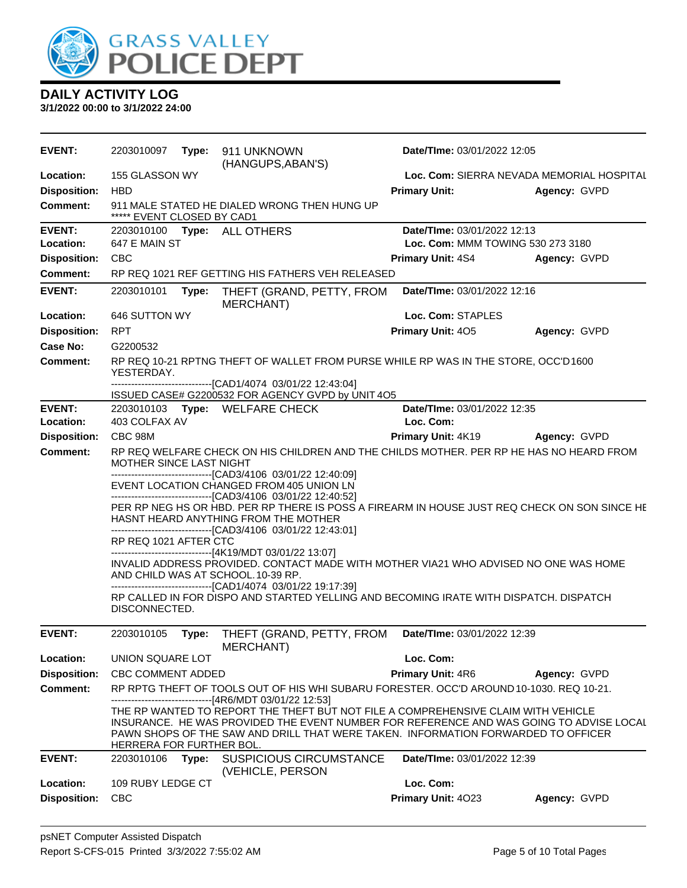# DAILY ACTIVITY LOG

**3/1/2022 00:00 to 3/1/2022 24:00**

---

**EVENT:** 2203010097 **Type:** 911 UNKNOWN (HANGUPS,ABAN'S) **Date/TIme:** 03/01/2022 12:05
**Location:** 155 GLASSON WY **Loc. Com:** SIERRA NEVADA MEMORIAL HOSPITAL
**Disposition:** HBD **Primary Unit:** **Agency:** GVPD
**Comment:** 911 MALE STATED HE DIALED WRONG THEN HUNG UP
***** EVENT CLOSED BY CAD1

---

**EVENT:** 2203010100 **Type:** ALL OTHERS **Date/TIme:** 03/01/2022 12:13
**Location:** 647 E MAIN ST **Loc. Com:** MMM TOWING 530 273 3180
**Disposition:** CBC **Primary Unit:** 4S4 **Agency:** GVPD
**Comment:** RP REQ 1021 REF GETTING HIS FATHERS VEH RELEASED

---

**EVENT:** 2203010101 **Type:** THEFT (GRAND, PETTY, FROM MERCHANT) **Date/TIme:** 03/01/2022 12:16
**Location:** 646 SUTTON WY **Loc. Com:** STAPLES
**Disposition:** RPT **Primary Unit:** 4O5 **Agency:** GVPD
**Case No:** G2200532
**Comment:** RP REQ 10-21 RPTNG THEFT OF WALLET FROM PURSE WHILE RP WAS IN THE STORE, OCC'D1600 YESTERDAY.
------------------------------[CAD1/4074 03/01/22 12:43:04]
ISSUED CASE# G2200532 FOR AGENCY GVPD by UNIT 4O5

---

**EVENT:** 2203010103 **Type:** WELFARE CHECK **Date/TIme:** 03/01/2022 12:35
**Location:** 403 COLFAX AV **Loc. Com:**
**Disposition:** CBC 98M **Primary Unit:** 4K19 **Agency:** GVPD
**Comment:** RP REQ WELFARE CHECK ON HIS CHILDREN AND THE CHILDS MOTHER. PER RP HE HAS NO HEARD FROM MOTHER SINCE LAST NIGHT
------------------------------[CAD3/4106 03/01/22 12:40:09]
EVENT LOCATION CHANGED FROM 405 UNION LN
------------------------------[CAD3/4106 03/01/22 12:40:52]
PER RP NEG HS OR HBD. PER RP THERE IS POSS A FIREARM IN HOUSE JUST REQ CHECK ON SON SINCE HE HASNT HEARD ANYTHING FROM THE MOTHER
------------------------------[CAD3/4106 03/01/22 12:43:01]
RP REQ 1021 AFTER CTC
------------------------------[4K19/MDT 03/01/22 13:07]
INVALID ADDRESS PROVIDED. CONTACT MADE WITH MOTHER VIA21 WHO ADVISED NO ONE WAS HOME AND CHILD WAS AT SCHOOL.10-39 RP.
------------------------------[CAD1/4074 03/01/22 19:17:39]
RP CALLED IN FOR DISPO AND STARTED YELLING AND BECOMING IRATE WITH DISPATCH. DISPATCH DISCONNECTED.

---

**EVENT:** 2203010105 **Type:** THEFT (GRAND, PETTY, FROM MERCHANT) **Date/TIme:** 03/01/2022 12:39
**Location:** UNION SQUARE LOT **Loc. Com:**
**Disposition:** CBC COMMENT ADDED **Primary Unit:** 4R6 **Agency:** GVPD
**Comment:** RP RPTG THEFT OF TOOLS OUT OF HIS WHI SUBARU FORESTER. OCC'D AROUND10-1030. REQ 10-21.
------------------------------[4R6/MDT 03/01/22 12:53]
THE RP WANTED TO REPORT THE THEFT BUT NOT FILE A COMPREHENSIVE CLAIM WITH VEHICLE INSURANCE. HE WAS PROVIDED THE EVENT NUMBER FOR REFERENCE AND WAS GOING TO ADVISE LOCAL PAWN SHOPS OF THE SAW AND DRILL THAT WERE TAKEN. INFORMATION FORWARDED TO OFFICER HERRERA FOR FURTHER BOL.

---

**EVENT:** 2203010106 **Type:** SUSPICIOUS CIRCUMSTANCE (VEHICLE, PERSON **Date/TIme:** 03/01/2022 12:39
**Location:** 109 RUBY LEDGE CT **Loc. Com:**
**Disposition:** CBC **Primary Unit:** 4O23 **Agency:** GVPD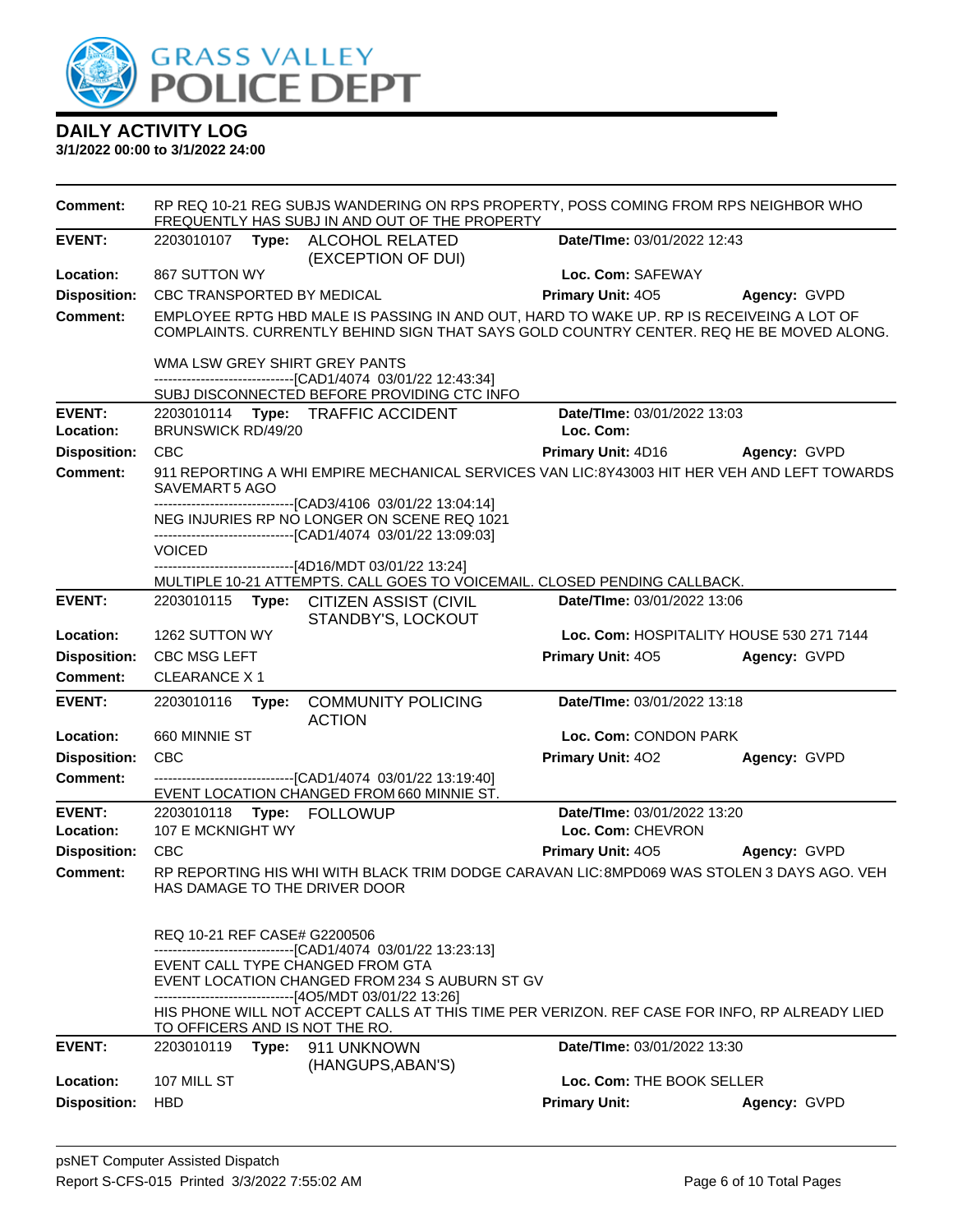# GRASS VALLEY POLICE DEPT

## DAILY ACTIVITY LOG

**3/1/2022 00:00 to 3/1/2022 24:00**

**Comment:** RP REQ 10-21 REG SUBJS WANDERING ON RPS PROPERTY, POSS COMING FROM RPS NEIGHBOR WHO FREQUENTLY HAS SUBJ IN AND OUT OF THE PROPERTY

---

**EVENT:** 2203010107 **Type:** ALCOHOL RELATED (EXCEPTION OF DUI) **Date/TIme:** 03/01/2022 12:43
**Location:** 867 SUTTON WY **Loc. Com:** SAFEWAY
**Disposition:** CBC TRANSPORTED BY MEDICAL **Primary Unit:** 4O5 **Agency:** GVPD
**Comment:** EMPLOYEE RPTG HBD MALE IS PASSING IN AND OUT, HARD TO WAKE UP. RP IS RECEIVEING A LOT OF COMPLAINTS. CURRENTLY BEHIND SIGN THAT SAYS GOLD COUNTRY CENTER. REQ HE BE MOVED ALONG.

WMA LSW GREY SHIRT GREY PANTS
-------------------------------[CAD1/4074 03/01/22 12:43:34]
SUBJ DISCONNECTED BEFORE PROVIDING CTC INFO

---

**EVENT:** 2203010114 **Type:** TRAFFIC ACCIDENT **Date/TIme:** 03/01/2022 13:03
**Location:** BRUNSWICK RD/49/20 **Loc. Com:**
**Disposition:** CBC **Primary Unit:** 4D16 **Agency:** GVPD
**Comment:** 911 REPORTING A WHI EMPIRE MECHANICAL SERVICES VAN LIC:8Y43003 HIT HER VEH AND LEFT TOWARDS SAVEMART 5 AGO
-------------------------------[CAD3/4106 03/01/22 13:04:14]
NEG INJURIES RP NO LONGER ON SCENE REQ 1021
-------------------------------[CAD1/4074 03/01/22 13:09:03]
VOICED
-------------------------------[4D16/MDT 03/01/22 13:24]
MULTIPLE 10-21 ATTEMPTS. CALL GOES TO VOICEMAIL. CLOSED PENDING CALLBACK.

---

**EVENT:** 2203010115 **Type:** CITIZEN ASSIST (CIVIL STANDBY'S, LOCKOUT **Date/TIme:** 03/01/2022 13:06
**Location:** 1262 SUTTON WY **Loc. Com:** HOSPITALITY HOUSE 530 271 7144
**Disposition:** CBC MSG LEFT **Primary Unit:** 4O5 **Agency:** GVPD
**Comment:** CLEARANCE X 1

---

**EVENT:** 2203010116 **Type:** COMMUNITY POLICING ACTION **Date/TIme:** 03/01/2022 13:18
**Location:** 660 MINNIE ST **Loc. Com:** CONDON PARK
**Disposition:** CBC **Primary Unit:** 4O2 **Agency:** GVPD
**Comment:** -------------------------------[CAD1/4074 03/01/22 13:19:40]
EVENT LOCATION CHANGED FROM 660 MINNIE ST.

---

**EVENT:** 2203010118 **Type:** FOLLOWUP **Date/TIme:** 03/01/2022 13:20
**Location:** 107 E MCKNIGHT WY **Loc. Com:** CHEVRON
**Disposition:** CBC **Primary Unit:** 4O5 **Agency:** GVPD
**Comment:** RP REPORTING HIS WHI WITH BLACK TRIM DODGE CARAVAN LIC:8MPD069 WAS STOLEN 3 DAYS AGO. VEH HAS DAMAGE TO THE DRIVER DOOR

REQ 10-21 REF CASE# G2200506
-------------------------------[CAD1/4074 03/01/22 13:23:13]
EVENT CALL TYPE CHANGED FROM GTA
EVENT LOCATION CHANGED FROM 234 S AUBURN ST GV
-------------------------------[4O5/MDT 03/01/22 13:26]
HIS PHONE WILL NOT ACCEPT CALLS AT THIS TIME PER VERIZON. REF CASE FOR INFO, RP ALREADY LIED TO OFFICERS AND IS NOT THE RO.

---

**EVENT:** 2203010119 **Type:** 911 UNKNOWN (HANGUPS,ABAN'S) **Date/TIme:** 03/01/2022 13:30
**Location:** 107 MILL ST **Loc. Com:** THE BOOK SELLER
**Disposition:** HBD **Primary Unit:** **Agency:** GVPD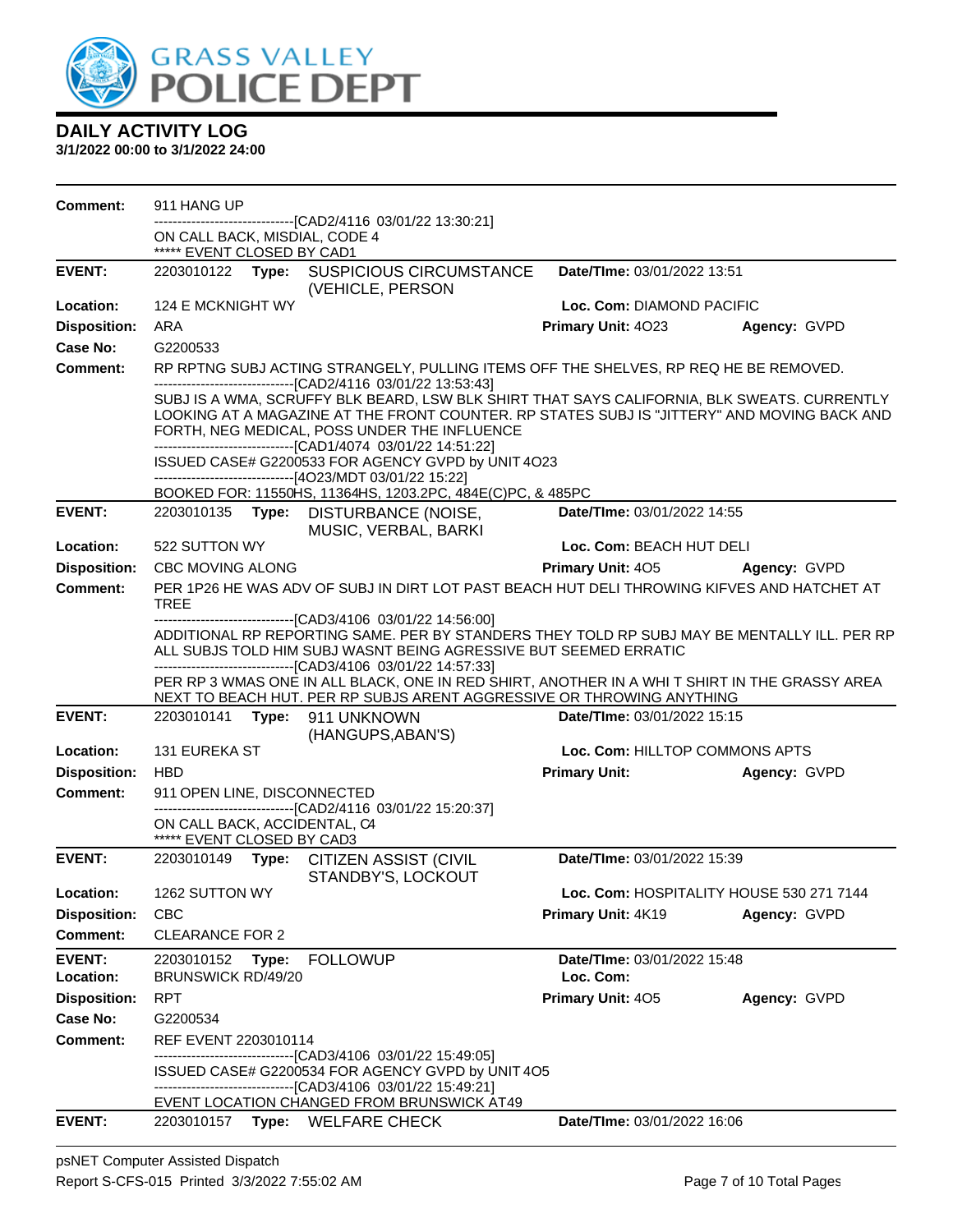# DAILY ACTIVITY LOG

**3/1/2022 00:00 to 3/1/2022 24:00**

**Comment:** 911 HANG UP
------------------------------[CAD2/4116 03/01/22 13:30:21]
ON CALL BACK, MISDIAL, CODE 4
***** EVENT CLOSED BY CAD1

---

**EVENT:** 2203010122 **Type:** SUSPICIOUS CIRCUMSTANCE (VEHICLE, PERSON **Date/TIme:** 03/01/2022 13:51
**Location:** 124 E MCKNIGHT WY **Loc. Com:** DIAMOND PACIFIC
**Disposition:** ARA **Primary Unit:** 4O23 **Agency:** GVPD
**Case No:** G2200533
**Comment:** RP RPTNG SUBJ ACTING STRANGELY, PULLING ITEMS OFF THE SHELVES, RP REQ HE BE REMOVED.
------------------------------[CAD2/4116 03/01/22 13:53:43]
SUBJ IS A WMA, SCRUFFY BLK BEARD, LSW BLK SHIRT THAT SAYS CALIFORNIA, BLK SWEATS. CURRENTLY LOOKING AT A MAGAZINE AT THE FRONT COUNTER. RP STATES SUBJ IS "JITTERY" AND MOVING BACK AND FORTH, NEG MEDICAL, POSS UNDER THE INFLUENCE
------------------------------[CAD1/4074 03/01/22 14:51:22]
ISSUED CASE# G2200533 FOR AGENCY GVPD by UNIT 4O23
------------------------------[4O23/MDT 03/01/22 15:22]
BOOKED FOR: 11550HS, 11364HS, 1203.2PC, 484E(C)PC, & 485PC

---

**EVENT:** 2203010135 **Type:** DISTURBANCE (NOISE, MUSIC, VERBAL, BARKI **Date/TIme:** 03/01/2022 14:55
**Location:** 522 SUTTON WY **Loc. Com:** BEACH HUT DELI
**Disposition:** CBC MOVING ALONG **Primary Unit:** 4O5 **Agency:** GVPD
**Comment:** PER 1P26 HE WAS ADV OF SUBJ IN DIRT LOT PAST BEACH HUT DELI THROWING KIFVES AND HATCHET AT TREE
------------------------------[CAD3/4106 03/01/22 14:56:00]
ADDITIONAL RP REPORTING SAME. PER BY STANDERS THEY TOLD RP SUBJ MAY BE MENTALLY ILL. PER RP ALL SUBJS TOLD HIM SUBJ WASNT BEING AGRESSIVE BUT SEEMED ERRATIC
------------------------------[CAD3/4106 03/01/22 14:57:33]
PER RP 3 WMAS ONE IN ALL BLACK, ONE IN RED SHIRT, ANOTHER IN A WHI T SHIRT IN THE GRASSY AREA NEXT TO BEACH HUT. PER RP SUBJS ARENT AGGRESSIVE OR THROWING ANYTHING

---

**EVENT:** 2203010141 **Type:** 911 UNKNOWN (HANGUPS,ABAN'S) **Date/TIme:** 03/01/2022 15:15
**Location:** 131 EUREKA ST **Loc. Com:** HILLTOP COMMONS APTS
**Disposition:** HBD **Primary Unit:** **Agency:** GVPD
**Comment:** 911 OPEN LINE, DISCONNECTED
------------------------------[CAD2/4116 03/01/22 15:20:37]
ON CALL BACK, ACCIDENTAL, C4
***** EVENT CLOSED BY CAD3

---

**EVENT:** 2203010149 **Type:** CITIZEN ASSIST (CIVIL STANDBY'S, LOCKOUT **Date/TIme:** 03/01/2022 15:39
**Location:** 1262 SUTTON WY **Loc. Com:** HOSPITALITY HOUSE 530 271 7144
**Disposition:** CBC **Primary Unit:** 4K19 **Agency:** GVPD
**Comment:** CLEARANCE FOR 2

---

**EVENT:** 2203010152 **Type:** FOLLOWUP **Date/TIme:** 03/01/2022 15:48
**Location:** BRUNSWICK RD/49/20 **Loc. Com:**
**Disposition:** RPT **Primary Unit:** 4O5 **Agency:** GVPD
**Case No:** G2200534
**Comment:** REF EVENT 2203010114
------------------------------[CAD3/4106 03/01/22 15:49:05]
ISSUED CASE# G2200534 FOR AGENCY GVPD by UNIT 4O5
------------------------------[CAD3/4106 03/01/22 15:49:21]
EVENT LOCATION CHANGED FROM BRUNSWICK AT49

---

**EVENT:** 2203010157 **Type:** WELFARE CHECK **Date/TIme:** 03/01/2022 16:06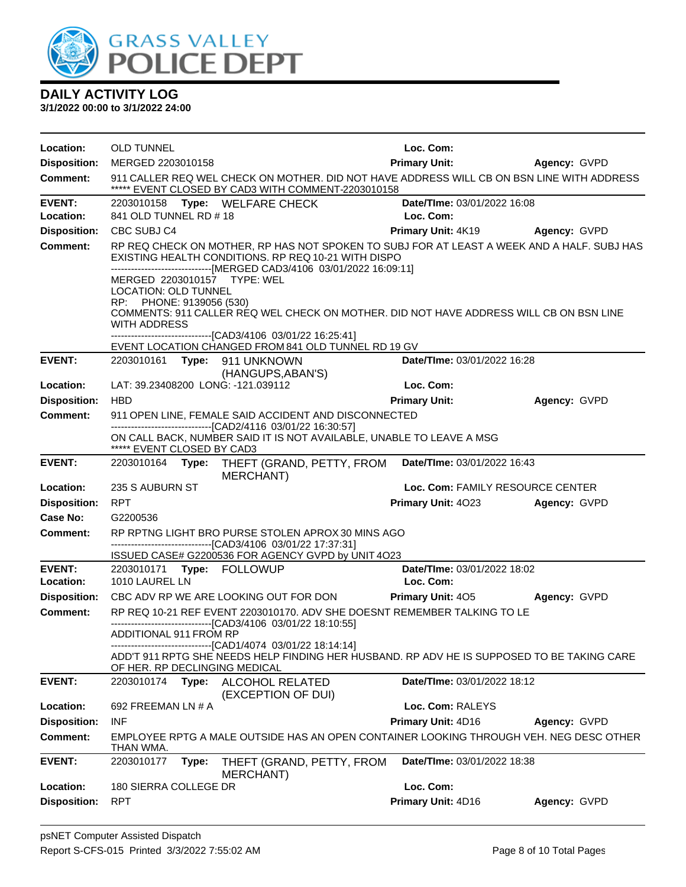# DAILY ACTIVITY LOG

**3/1/2022 00:00 to 3/1/2022 24:00**

**Location:** OLD TUNNEL **Loc. Com:**
**Disposition:** MERGED 2203010158 **Primary Unit:** **Agency:** GVPD
**Comment:** 911 CALLER REQ WEL CHECK ON MOTHER. DID NOT HAVE ADDRESS WILL CB ON BSN LINE WITH ADDRESS
***** EVENT CLOSED BY CAD3 WITH COMMENT-2203010158

---

**EVENT:** 2203010158 **Type:** WELFARE CHECK **Date/TIme:** 03/01/2022 16:08
**Location:** 841 OLD TUNNEL RD # 18 **Loc. Com:**
**Disposition:** CBC SUBJ C4 **Primary Unit:** 4K19 **Agency:** GVPD
**Comment:** RP REQ CHECK ON MOTHER, RP HAS NOT SPOKEN TO SUBJ FOR AT LEAST A WEEK AND A HALF. SUBJ HAS EXISTING HEALTH CONDITIONS. RP REQ 10-21 WITH DISPO
------------------------------[MERGED CAD3/4106 03/01/2022 16:09:11]
MERGED 2203010157 TYPE: WEL
LOCATION: OLD TUNNEL
RP: PHONE: 9139056 (530)
COMMENTS: 911 CALLER REQ WEL CHECK ON MOTHER. DID NOT HAVE ADDRESS WILL CB ON BSN LINE WITH ADDRESS
------------------------------[CAD3/4106 03/01/22 16:25:41]
EVENT LOCATION CHANGED FROM 841 OLD TUNNEL RD 19 GV

---

**EVENT:** 2203010161 **Type:** 911 UNKNOWN (HANGUPS,ABAN'S) **Date/TIme:** 03/01/2022 16:28
**Location:** LAT: 39.23408200 LONG: -121.039112 **Loc. Com:**
**Disposition:** HBD **Primary Unit:** **Agency:** GVPD
**Comment:** 911 OPEN LINE, FEMALE SAID ACCIDENT AND DISCONNECTED
------------------------------[CAD2/4116 03/01/22 16:30:57]
ON CALL BACK, NUMBER SAID IT IS NOT AVAILABLE, UNABLE TO LEAVE A MSG
***** EVENT CLOSED BY CAD3

---

**EVENT:** 2203010164 **Type:** THEFT (GRAND, PETTY, FROM MERCHANT) **Date/TIme:** 03/01/2022 16:43
**Location:** 235 S AUBURN ST **Loc. Com:** FAMILY RESOURCE CENTER
**Disposition:** RPT **Primary Unit:** 4O23 **Agency:** GVPD
**Case No:** G2200536
**Comment:** RP RPTNG LIGHT BRO PURSE STOLEN APROX 30 MINS AGO
------------------------------[CAD3/4106 03/01/22 17:37:31]
ISSUED CASE# G2200536 FOR AGENCY GVPD by UNIT 4O23

---

**EVENT:** 2203010171 **Type:** FOLLOWUP **Date/TIme:** 03/01/2022 18:02
**Location:** 1010 LAUREL LN **Loc. Com:**
**Disposition:** CBC ADV RP WE ARE LOOKING OUT FOR DON **Primary Unit:** 4O5 **Agency:** GVPD
**Comment:** RP REQ 10-21 REF EVENT 2203010170. ADV SHE DOESNT REMEMBER TALKING TO LE
------------------------------[CAD3/4106 03/01/22 18:10:55]
ADDITIONAL 911 FROM RP
------------------------------[CAD1/4074 03/01/22 18:14:14]
ADD'T 911 RPTG SHE NEEDS HELP FINDING HER HUSBAND. RP ADV HE IS SUPPOSED TO BE TAKING CARE OF HER. RP DECLINGING MEDICAL

---

**EVENT:** 2203010174 **Type:** ALCOHOL RELATED (EXCEPTION OF DUI) **Date/TIme:** 03/01/2022 18:12
**Location:** 692 FREEMAN LN # A **Loc. Com:** RALEYS
**Disposition:** INF **Primary Unit:** 4D16 **Agency:** GVPD
**Comment:** EMPLOYEE RPTG A MALE OUTSIDE HAS AN OPEN CONTAINER LOOKING THROUGH VEH. NEG DESC OTHER THAN WMA.

---

**EVENT:** 2203010177 **Type:** THEFT (GRAND, PETTY, FROM MERCHANT) **Date/TIme:** 03/01/2022 18:38
**Location:** 180 SIERRA COLLEGE DR **Loc. Com:**
**Disposition:** RPT **Primary Unit:** 4D16 **Agency:** GVPD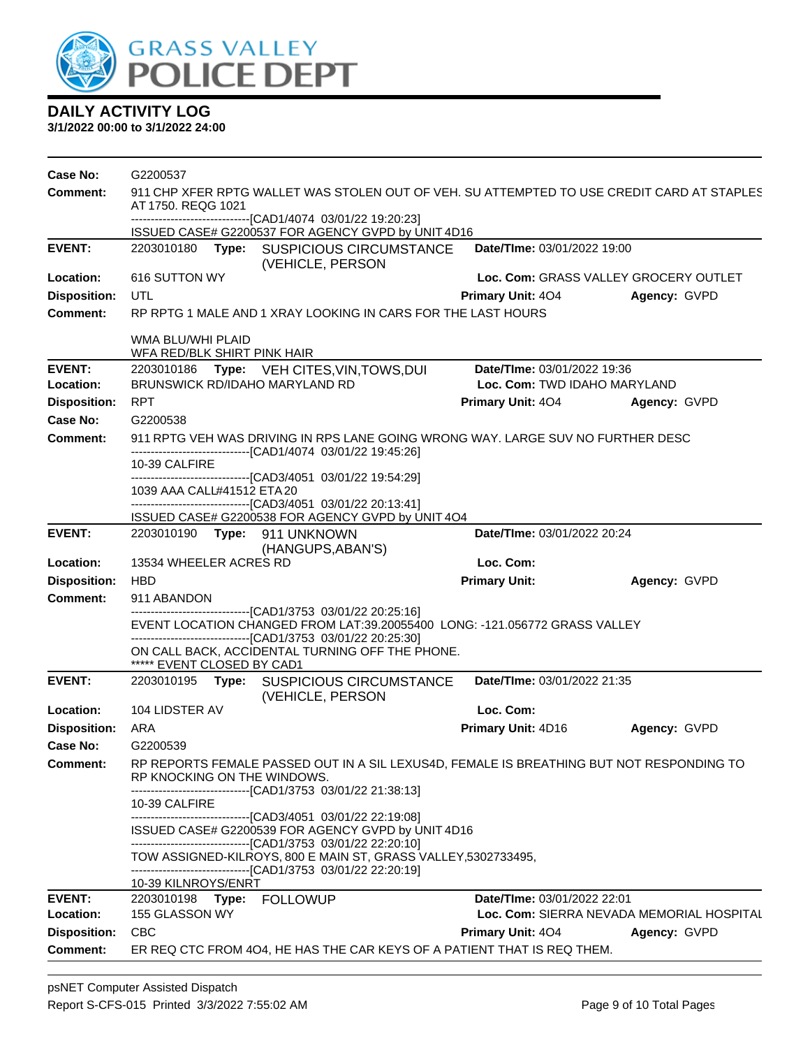GRASS VALLEY POLICE DEPT

## DAILY ACTIVITY LOG

**3/1/2022 00:00 to 3/1/2022 24:00**

**Case No:** G2200537

**Comment:** 911 CHP XFER RPTG WALLET WAS STOLEN OUT OF VEH. SU ATTEMPTED TO USE CREDIT CARD AT STAPLES AT 1750. REQG 1021
------------------------------[CAD1/4074 03/01/22 19:20:23]
ISSUED CASE# G2200537 FOR AGENCY GVPD by UNIT 4D16

---

**EVENT:** 2203010180 **Type:** SUSPICIOUS CIRCUMSTANCE (VEHICLE, PERSON **Date/TIme:** 03/01/2022 19:00

**Location:** 616 SUTTON WY **Loc. Com:** GRASS VALLEY GROCERY OUTLET

**Disposition:** UTL **Primary Unit:** 4O4 **Agency:** GVPD

**Comment:** RP RPTG 1 MALE AND 1 XRAY LOOKING IN CARS FOR THE LAST HOURS

WMA BLU/WHI PLAID
WFA RED/BLK SHIRT PINK HAIR

---

**EVENT:** 2203010186 **Type:** VEH CITES,VIN,TOWS,DUI **Date/TIme:** 03/01/2022 19:36

**Location:** BRUNSWICK RD/IDAHO MARYLAND RD **Loc. Com:** TWD IDAHO MARYLAND

**Disposition:** RPT **Primary Unit:** 4O4 **Agency:** GVPD

**Case No:** G2200538

**Comment:** 911 RPTG VEH WAS DRIVING IN RPS LANE GOING WRONG WAY. LARGE SUV NO FURTHER DESC
------------------------------[CAD1/4074 03/01/22 19:45:26]
10-39 CALFIRE
------------------------------[CAD3/4051 03/01/22 19:54:29]
1039 AAA CALL#41512 ETA 20
------------------------------[CAD3/4051 03/01/22 20:13:41]
ISSUED CASE# G2200538 FOR AGENCY GVPD by UNIT 4O4

---

**EVENT:** 2203010190 **Type:** 911 UNKNOWN (HANGUPS,ABAN'S) **Date/TIme:** 03/01/2022 20:24

**Location:** 13534 WHEELER ACRES RD **Loc. Com:**

**Disposition:** HBD **Primary Unit:** **Agency:** GVPD

**Comment:** 911 ABANDON
------------------------------[CAD1/3753 03/01/22 20:25:16]
EVENT LOCATION CHANGED FROM LAT:39.20055400 LONG: -121.056772 GRASS VALLEY
------------------------------[CAD1/3753 03/01/22 20:25:30]
ON CALL BACK, ACCIDENTAL TURNING OFF THE PHONE.
***** EVENT CLOSED BY CAD1

---

**EVENT:** 2203010195 **Type:** SUSPICIOUS CIRCUMSTANCE (VEHICLE, PERSON **Date/TIme:** 03/01/2022 21:35

**Location:** 104 LIDSTER AV **Loc. Com:**

**Disposition:** ARA **Primary Unit:** 4D16 **Agency:** GVPD

**Case No:** G2200539

**Comment:** RP REPORTS FEMALE PASSED OUT IN A SIL LEXUS4D, FEMALE IS BREATHING BUT NOT RESPONDING TO RP KNOCKING ON THE WINDOWS.
------------------------------[CAD1/3753 03/01/22 21:38:13]
10-39 CALFIRE
------------------------------[CAD3/4051 03/01/22 22:19:08]
ISSUED CASE# G2200539 FOR AGENCY GVPD by UNIT 4D16
------------------------------[CAD1/3753 03/01/22 22:20:10]
TOW ASSIGNED-KILROYS, 800 E MAIN ST, GRASS VALLEY,5302733495,
------------------------------[CAD1/3753 03/01/22 22:20:19]
10-39 KILNROYS/ENRT

---

**EVENT:** 2203010198 **Type:** FOLLOWUP **Date/TIme:** 03/01/2022 22:01

**Location:** 155 GLASSON WY **Loc. Com:** SIERRA NEVADA MEMORIAL HOSPITAL

**Disposition:** CBC **Primary Unit:** 4O4 **Agency:** GVPD

**Comment:** ER REQ CTC FROM 4O4, HE HAS THE CAR KEYS OF A PATIENT THAT IS REQ THEM.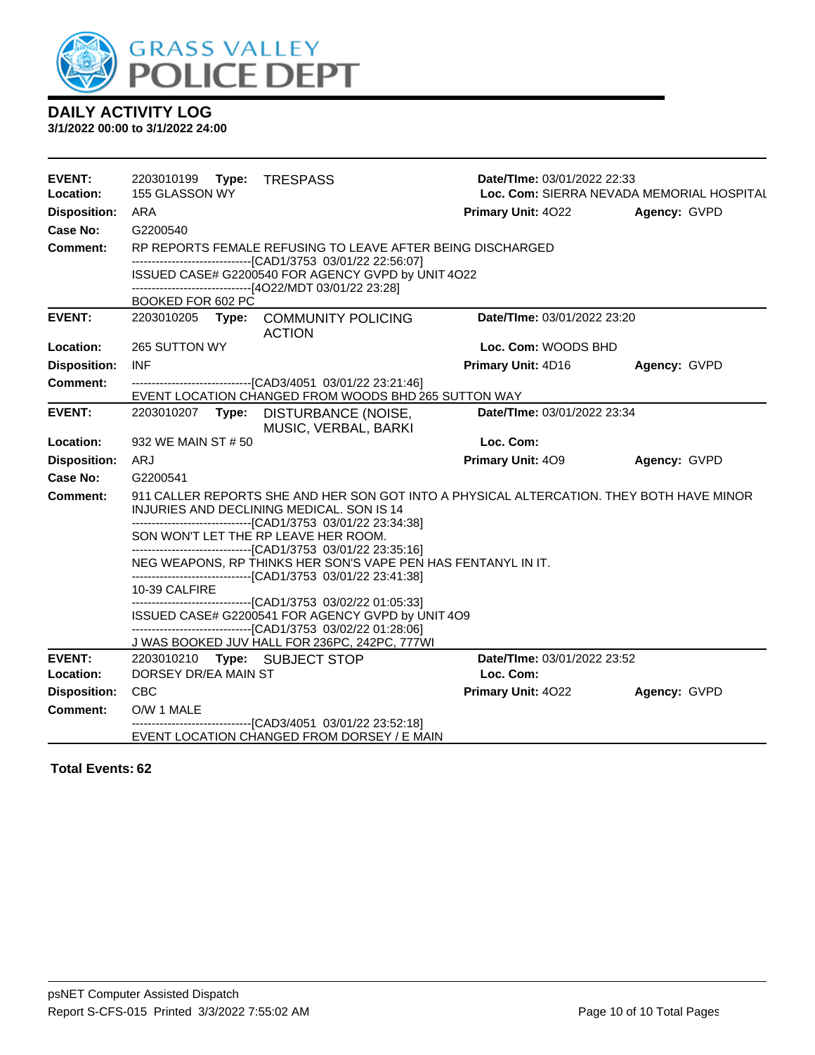GRASS VALLEY POLICE DEPT

# DAILY ACTIVITY LOG

**3/1/2022 00:00 to 3/1/2022 24:00**

**EVENT:** 2203010199 **Type:** TRESPASS **Date/TIme:** 03/01/2022 22:33
**Location:** 155 GLASSON WY **Loc. Com:** SIERRA NEVADA MEMORIAL HOSPITAL
**Disposition:** ARA **Primary Unit:** 4O22 **Agency:** GVPD
**Case No:** G2200540
**Comment:** RP REPORTS FEMALE REFUSING TO LEAVE AFTER BEING DISCHARGED
------------------------------[CAD1/3753 03/01/22 22:56:07]
ISSUED CASE# G2200540 FOR AGENCY GVPD by UNIT 4O22
------------------------------[4O22/MDT 03/01/22 23:28]
BOOKED FOR 602 PC

---

**EVENT:** 2203010205 **Type:** COMMUNITY POLICING ACTION **Date/TIme:** 03/01/2022 23:20
**Location:** 265 SUTTON WY **Loc. Com:** WOODS BHD
**Disposition:** INF **Primary Unit:** 4D16 **Agency:** GVPD
**Comment:** ------------------------------[CAD3/4051 03/01/22 23:21:46]
EVENT LOCATION CHANGED FROM WOODS BHD 265 SUTTON WAY

---

**EVENT:** 2203010207 **Type:** DISTURBANCE (NOISE, MUSIC, VERBAL, BARKI **Date/TIme:** 03/01/2022 23:34
**Location:** 932 WE MAIN ST # 50 **Loc. Com:**
**Disposition:** ARJ **Primary Unit:** 4O9 **Agency:** GVPD
**Case No:** G2200541
**Comment:** 911 CALLER REPORTS SHE AND HER SON GOT INTO A PHYSICAL ALTERCATION. THEY BOTH HAVE MINOR INJURIES AND DECLINING MEDICAL. SON IS 14
------------------------------[CAD1/3753 03/01/22 23:34:38]
SON WON'T LET THE RP LEAVE HER ROOM.
------------------------------[CAD1/3753 03/01/22 23:35:16]
NEG WEAPONS, RP THINKS HER SON'S VAPE PEN HAS FENTANYL IN IT.
------------------------------[CAD1/3753 03/01/22 23:41:38]
10-39 CALFIRE
------------------------------[CAD1/3753 03/02/22 01:05:33]
ISSUED CASE# G2200541 FOR AGENCY GVPD by UNIT 4O9
------------------------------[CAD1/3753 03/02/22 01:28:06]
J WAS BOOKED JUV HALL FOR 236PC, 242PC, 777WI

---

**EVENT:** 2203010210 **Type:** SUBJECT STOP **Date/TIme:** 03/01/2022 23:52
**Location:** DORSEY DR/EA MAIN ST **Loc. Com:**
**Disposition:** CBC **Primary Unit:** 4O22 **Agency:** GVPD
**Comment:** O/W 1 MALE
------------------------------[CAD3/4051 03/01/22 23:52:18]
EVENT LOCATION CHANGED FROM DORSEY / E MAIN

---

**Total Events: 62**

psNET Computer Assisted Dispatch
Report S-CFS-015 Printed 3/3/2022 7:55:02 AM